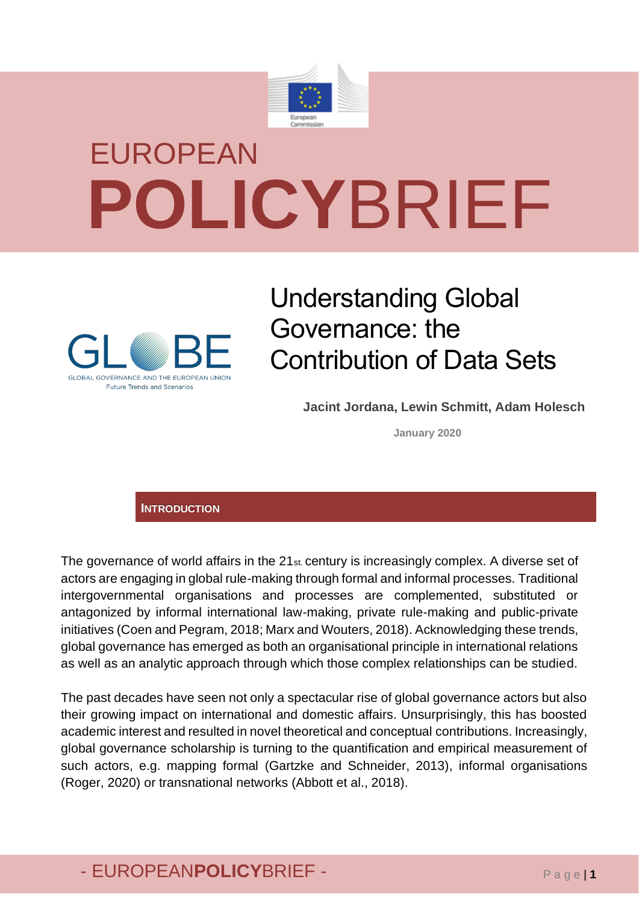# EUROPEAN POLICYBRIEF

GLOBE

GLOBAL GOVERNANCE AND THE EUROPEAN UNION
Future Trends and Scenarios

## Understanding Global Governance: the Contribution of Data Sets

**Jacint Jordana, Lewin Schmitt, Adam Holesch**

**January 2020**

## INTRODUCTION

The governance of world affairs in the 21st. century is increasingly complex. A diverse set of actors are engaging in global rule-making through formal and informal processes. Traditional intergovernmental organisations and processes are complemented, substituted or antagonized by informal international law-making, private rule-making and public-private initiatives (Coen and Pegram, 2018; Marx and Wouters, 2018). Acknowledging these trends, global governance has emerged as both an organisational principle in international relations as well as an analytic approach through which those complex relationships can be studied.

The past decades have seen not only a spectacular rise of global governance actors but also their growing impact on international and domestic affairs. Unsurprisingly, this has boosted academic interest and resulted in novel theoretical and conceptual contributions. Increasingly, global governance scholarship is turning to the quantification and empirical measurement of such actors, e.g. mapping formal (Gartzke and Schneider, 2013), informal organisations (Roger, 2020) or transnational networks (Abbott et al., 2018).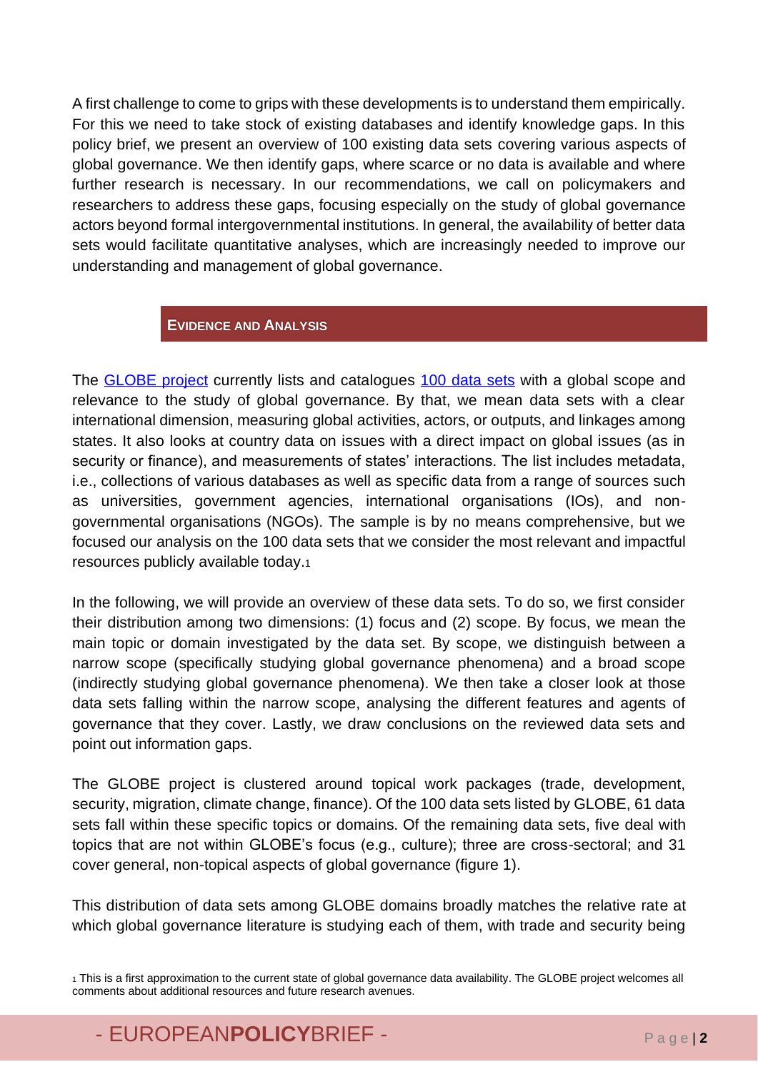A first challenge to come to grips with these developments is to understand them empirically. For this we need to take stock of existing databases and identify knowledge gaps. In this policy brief, we present an overview of 100 existing data sets covering various aspects of global governance. We then identify gaps, where scarce or no data is available and where further research is necessary. In our recommendations, we call on policymakers and researchers to address these gaps, focusing especially on the study of global governance actors beyond formal intergovernmental institutions. In general, the availability of better data sets would facilitate quantitative analyses, which are increasingly needed to improve our understanding and management of global governance.

## Evidence and Analysis

The GLOBE project currently lists and catalogues 100 data sets with a global scope and relevance to the study of global governance. By that, we mean data sets with a clear international dimension, measuring global activities, actors, or outputs, and linkages among states. It also looks at country data on issues with a direct impact on global issues (as in security or finance), and measurements of states' interactions. The list includes metadata, i.e., collections of various databases as well as specific data from a range of sources such as universities, government agencies, international organisations (IOs), and non-governmental organisations (NGOs). The sample is by no means comprehensive, but we focused our analysis on the 100 data sets that we consider the most relevant and impactful resources publicly available today.[1]

In the following, we will provide an overview of these data sets. To do so, we first consider their distribution among two dimensions: (1) focus and (2) scope. By focus, we mean the main topic or domain investigated by the data set. By scope, we distinguish between a narrow scope (specifically studying global governance phenomena) and a broad scope (indirectly studying global governance phenomena). We then take a closer look at those data sets falling within the narrow scope, analysing the different features and agents of governance that they cover. Lastly, we draw conclusions on the reviewed data sets and point out information gaps.

The GLOBE project is clustered around topical work packages (trade, development, security, migration, climate change, finance). Of the 100 data sets listed by GLOBE, 61 data sets fall within these specific topics or domains. Of the remaining data sets, five deal with topics that are not within GLOBE's focus (e.g., culture); three are cross-sectoral; and 31 cover general, non-topical aspects of global governance (figure 1).

This distribution of data sets among GLOBE domains broadly matches the relative rate at which global governance literature is studying each of them, with trade and security being

[1] This is a first approximation to the current state of global governance data availability. The GLOBE project welcomes all comments about additional resources and future research avenues.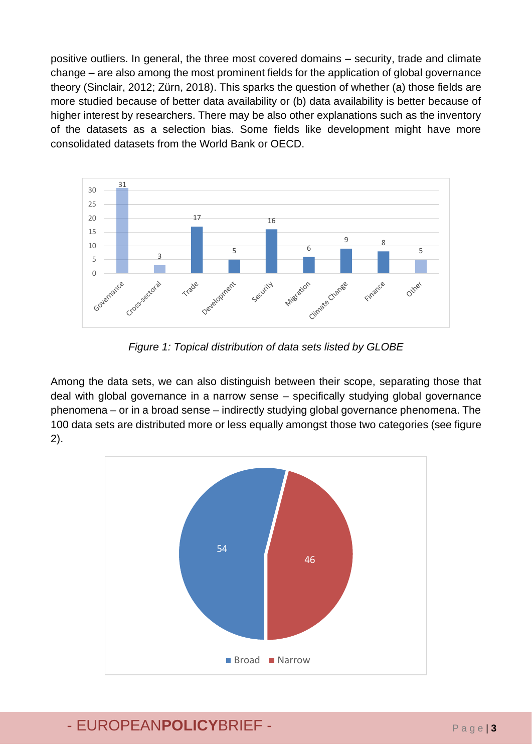positive outliers. In general, the three most covered domains – security, trade and climate change – are also among the most prominent fields for the application of global governance theory (Sinclair, 2012; Zürn, 2018). This sparks the question of whether (a) those fields are more studied because of better data availability or (b) data availability is better because of higher interest by researchers. There may be also other explanations such as the inventory of the datasets as a selection bias. Some fields like development might have more consolidated datasets from the World Bank or OECD.

*Figure 1: Topical distribution of data sets listed by GLOBE*

Among the data sets, we can also distinguish between their scope, separating those that deal with global governance in a narrow sense – specifically studying global governance phenomena – or in a broad sense – indirectly studying global governance phenomena. The 100 data sets are distributed more or less equally amongst those two categories (see figure 2).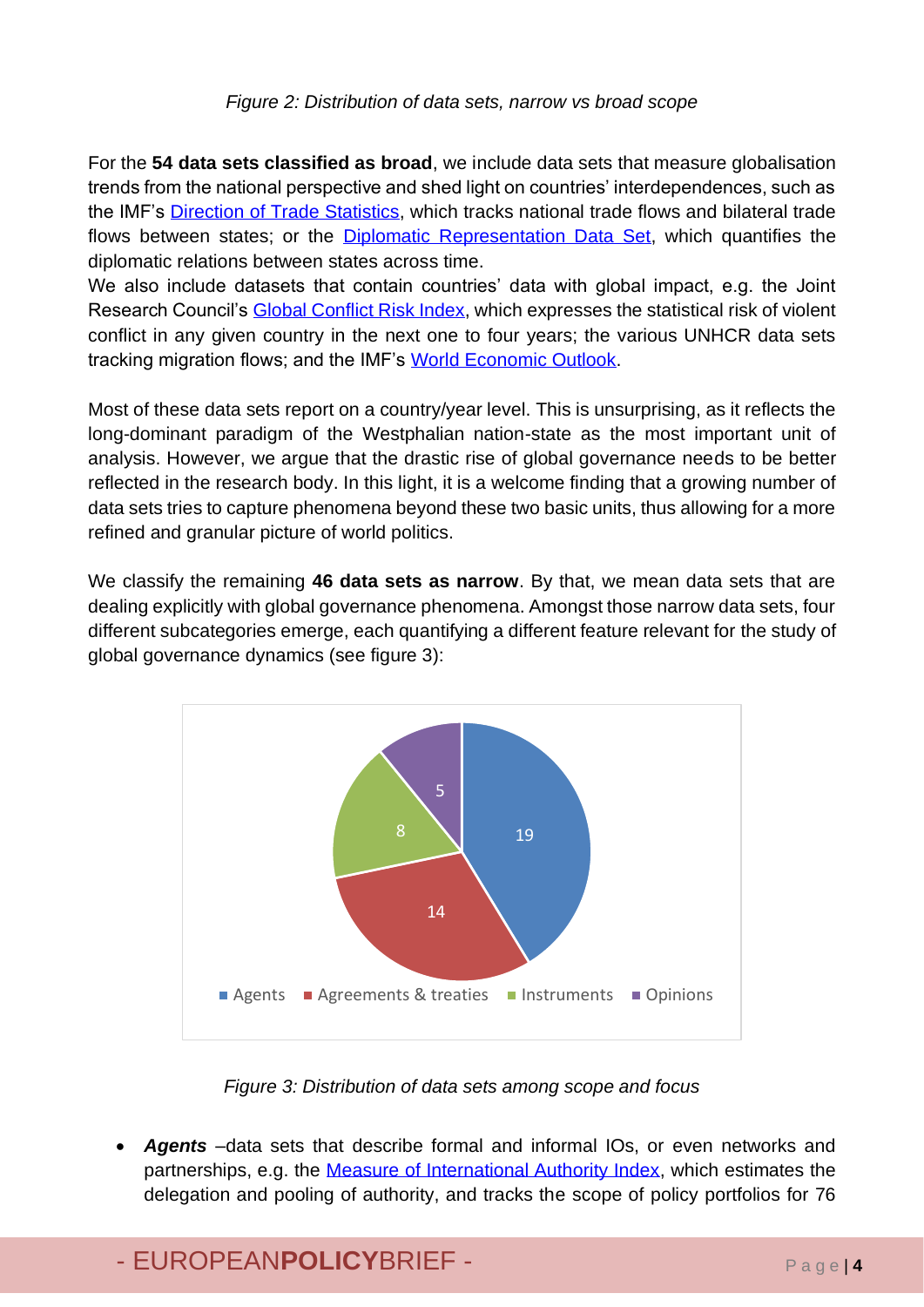*Figure 2: Distribution of data sets, narrow vs broad scope*

For the **54 data sets classified as broad**, we include data sets that measure globalisation trends from the national perspective and shed light on countries' interdependences, such as the IMF's Direction of Trade Statistics, which tracks national trade flows and bilateral trade flows between states; or the Diplomatic Representation Data Set, which quantifies the diplomatic relations between states across time.

We also include datasets that contain countries' data with global impact, e.g. the Joint Research Council's Global Conflict Risk Index, which expresses the statistical risk of violent conflict in any given country in the next one to four years; the various UNHCR data sets tracking migration flows; and the IMF's World Economic Outlook.

Most of these data sets report on a country/year level. This is unsurprising, as it reflects the long-dominant paradigm of the Westphalian nation-state as the most important unit of analysis. However, we argue that the drastic rise of global governance needs to be better reflected in the research body. In this light, it is a welcome finding that a growing number of data sets tries to capture phenomena beyond these two basic units, thus allowing for a more refined and granular picture of world politics.

We classify the remaining **46 data sets as narrow**. By that, we mean data sets that are dealing explicitly with global governance phenomena. Amongst those narrow data sets, four different subcategories emerge, each quantifying a different feature relevant for the study of global governance dynamics (see figure 3):

| Category | Number of data sets |
|---|---|
| Agents | 19 |
| Agreements & treaties | 14 |
| Instruments | 8 |
| Opinions | 5 |

*Figure 3: Distribution of data sets among scope and focus*

- ***Agents*** –data sets that describe formal and informal IOs, or even networks and partnerships, e.g. the Measure of International Authority Index, which estimates the delegation and pooling of authority, and tracks the scope of policy portfolios for 76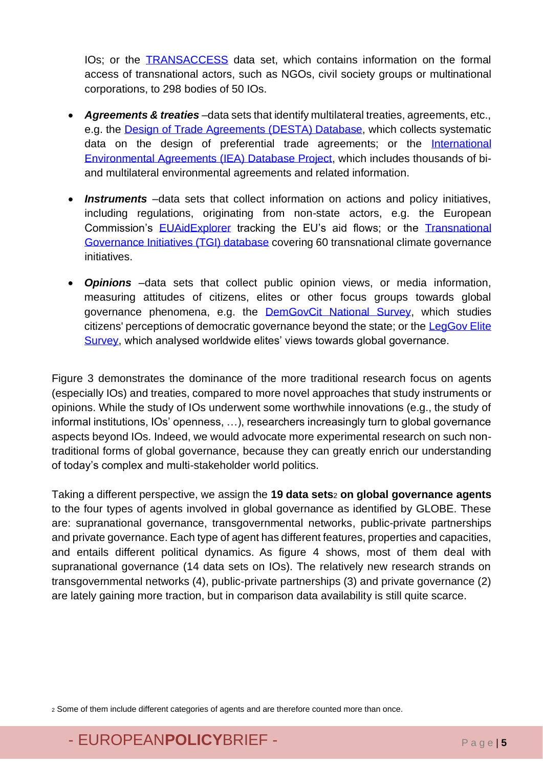IOs; or the [TRANSACCESS](#) data set, which contains information on the formal access of transnational actors, such as NGOs, civil society groups or multinational corporations, to 298 bodies of 50 IOs.

- ***Agreements & treaties*** –data sets that identify multilateral treaties, agreements, etc., e.g. the [Design of Trade Agreements (DESTA) Database](#), which collects systematic data on the design of preferential trade agreements; or the [International Environmental Agreements (IEA) Database Project](#), which includes thousands of bi- and multilateral environmental agreements and related information.
- ***Instruments*** –data sets that collect information on actions and policy initiatives, including regulations, originating from non-state actors, e.g. the European Commission's [EUAidExplorer](#) tracking the EU's aid flows; or the [Transnational Governance Initiatives (TGI) database](#) covering 60 transnational climate governance initiatives.
- ***Opinions*** –data sets that collect public opinion views, or media information, measuring attitudes of citizens, elites or other focus groups towards global governance phenomena, e.g. the [DemGovCit National Survey](#), which studies citizens' perceptions of democratic governance beyond the state; or the [LegGov Elite Survey](#), which analysed worldwide elites' views towards global governance.

Figure 3 demonstrates the dominance of the more traditional research focus on agents (especially IOs) and treaties, compared to more novel approaches that study instruments or opinions. While the study of IOs underwent some worthwhile innovations (e.g., the study of informal institutions, IOs' openness, …), researchers increasingly turn to global governance aspects beyond IOs. Indeed, we would advocate more experimental research on such non-traditional forms of global governance, because they can greatly enrich our understanding of today's complex and multi-stakeholder world politics.

Taking a different perspective, we assign the **19 data sets**[2] **on global governance agents** to the four types of agents involved in global governance as identified by GLOBE. These are: supranational governance, transgovernmental networks, public-private partnerships and private governance. Each type of agent has different features, properties and capacities, and entails different political dynamics. As figure 4 shows, most of them deal with supranational governance (14 data sets on IOs). The relatively new research strands on transgovernmental networks (4), public-private partnerships (3) and private governance (2) are lately gaining more traction, but in comparison data availability is still quite scarce.

[2] Some of them include different categories of agents and are therefore counted more than once.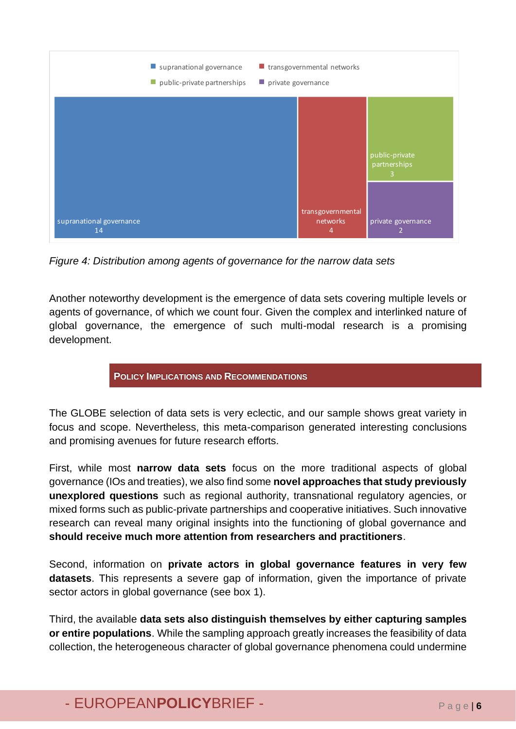*Figure 4: Distribution among agents of governance for the narrow data sets*

Another noteworthy development is the emergence of data sets covering multiple levels or agents of governance, of which we count four. Given the complex and interlinked nature of global governance, the emergence of such multi-modal research is a promising development.

## Policy Implications and Recommendations

The GLOBE selection of data sets is very eclectic, and our sample shows great variety in focus and scope. Nevertheless, this meta-comparison generated interesting conclusions and promising avenues for future research efforts.

First, while most **narrow data sets** focus on the more traditional aspects of global governance (IOs and treaties), we also find some **novel approaches that study previously unexplored questions** such as regional authority, transnational regulatory agencies, or mixed forms such as public-private partnerships and cooperative initiatives. Such innovative research can reveal many original insights into the functioning of global governance and **should receive much more attention from researchers and practitioners**.

Second, information on **private actors in global governance features in very few datasets**. This represents a severe gap of information, given the importance of private sector actors in global governance (see box 1).

Third, the available **data sets also distinguish themselves by either capturing samples or entire populations**. While the sampling approach greatly increases the feasibility of data collection, the heterogeneous character of global governance phenomena could undermine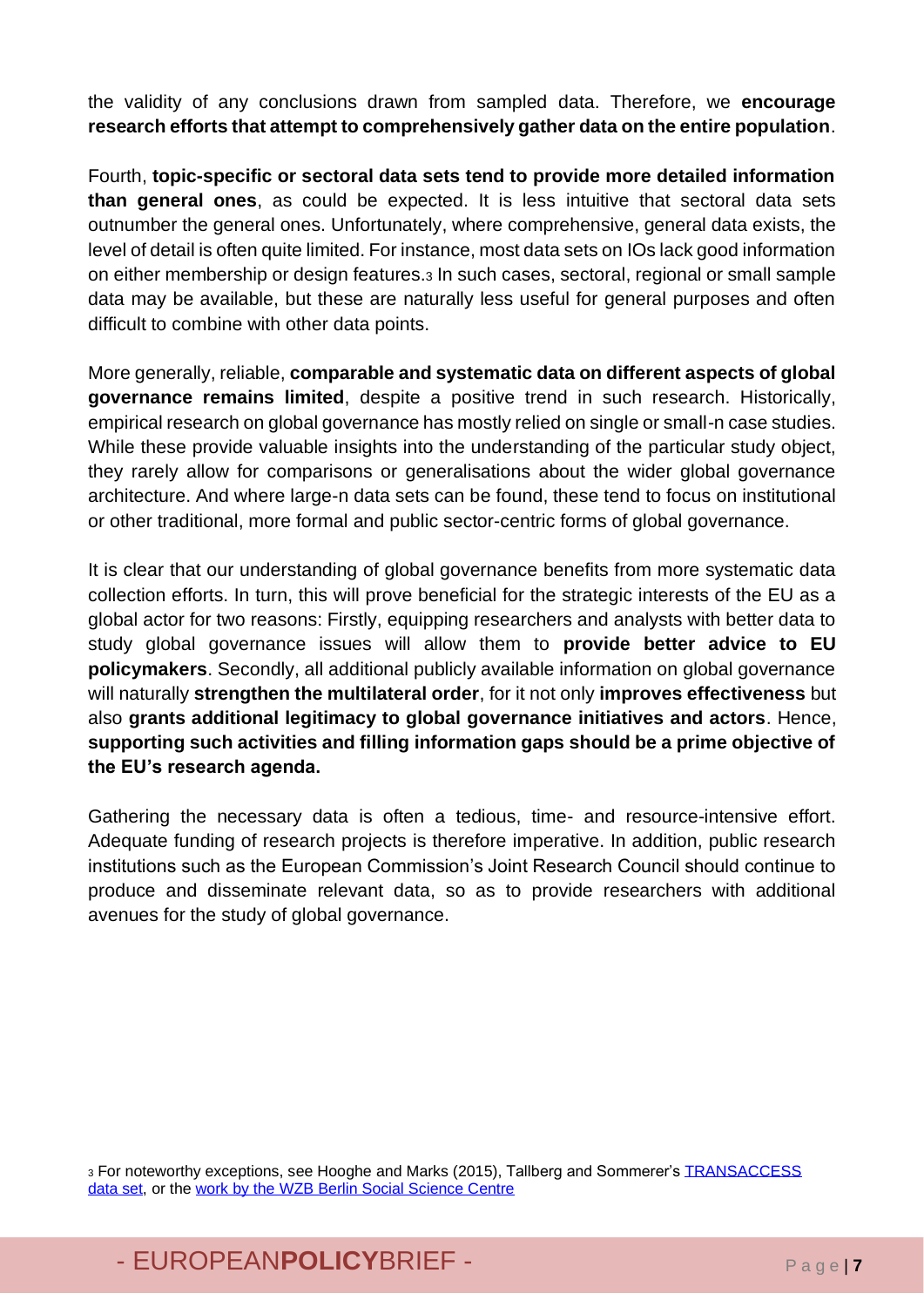the validity of any conclusions drawn from sampled data. Therefore, we **encourage research efforts that attempt to comprehensively gather data on the entire population**.

Fourth, **topic-specific or sectoral data sets tend to provide more detailed information than general ones**, as could be expected. It is less intuitive that sectoral data sets outnumber the general ones. Unfortunately, where comprehensive, general data exists, the level of detail is often quite limited. For instance, most data sets on IOs lack good information on either membership or design features.[3] In such cases, sectoral, regional or small sample data may be available, but these are naturally less useful for general purposes and often difficult to combine with other data points.

More generally, reliable, **comparable and systematic data on different aspects of global governance remains limited**, despite a positive trend in such research. Historically, empirical research on global governance has mostly relied on single or small-n case studies. While these provide valuable insights into the understanding of the particular study object, they rarely allow for comparisons or generalisations about the wider global governance architecture. And where large-n data sets can be found, these tend to focus on institutional or other traditional, more formal and public sector-centric forms of global governance.

It is clear that our understanding of global governance benefits from more systematic data collection efforts. In turn, this will prove beneficial for the strategic interests of the EU as a global actor for two reasons: Firstly, equipping researchers and analysts with better data to study global governance issues will allow them to **provide better advice to EU policymakers**. Secondly, all additional publicly available information on global governance will naturally **strengthen the multilateral order**, for it not only **improves effectiveness** but also **grants additional legitimacy to global governance initiatives and actors**. Hence, **supporting such activities and filling information gaps should be a prime objective of the EU's research agenda.**

Gathering the necessary data is often a tedious, time- and resource-intensive effort. Adequate funding of research projects is therefore imperative. In addition, public research institutions such as the European Commission's Joint Research Council should continue to produce and disseminate relevant data, so as to provide researchers with additional avenues for the study of global governance.

[3] For noteworthy exceptions, see Hooghe and Marks (2015), Tallberg and Sommerer's TRANSACCESS data set, or the work by the WZB Berlin Social Science Centre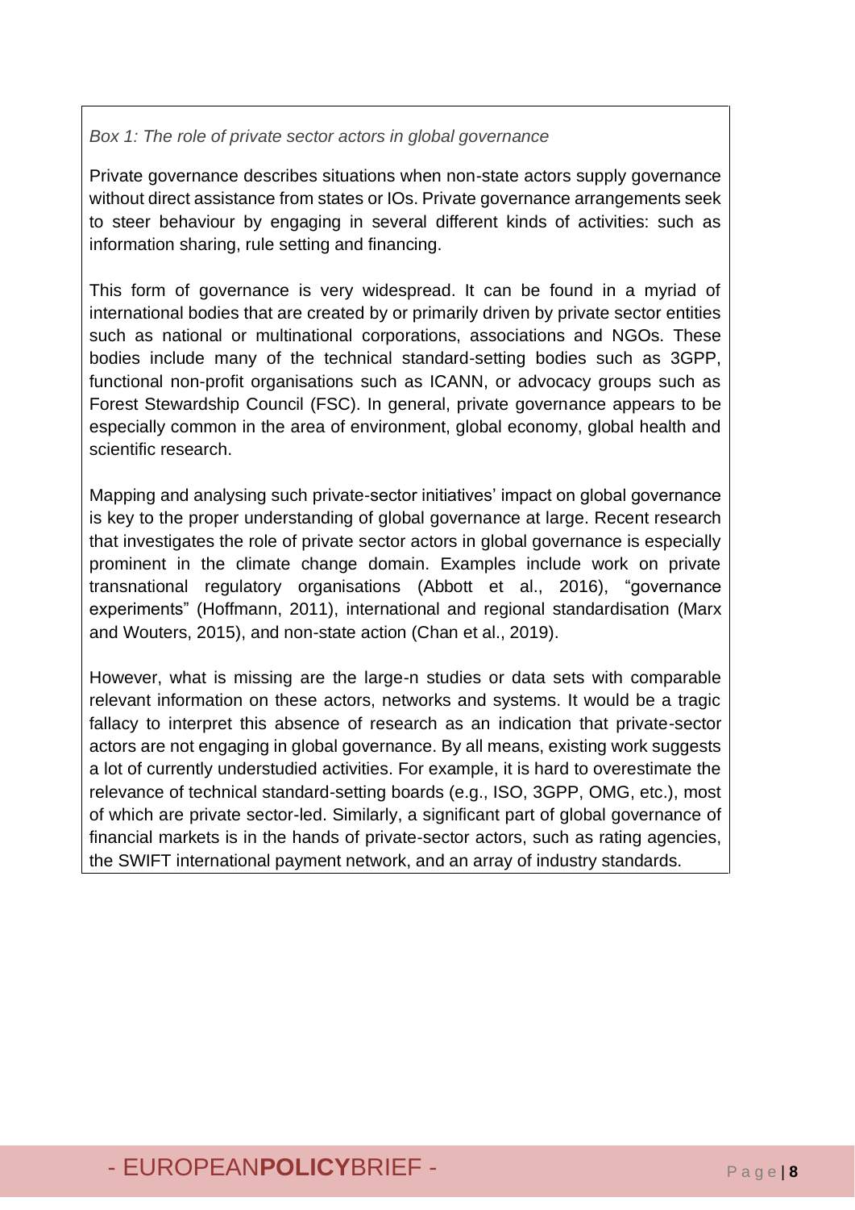*Box 1: The role of private sector actors in global governance*

Private governance describes situations when non-state actors supply governance without direct assistance from states or IOs. Private governance arrangements seek to steer behaviour by engaging in several different kinds of activities: such as information sharing, rule setting and financing.

This form of governance is very widespread. It can be found in a myriad of international bodies that are created by or primarily driven by private sector entities such as national or multinational corporations, associations and NGOs. These bodies include many of the technical standard-setting bodies such as 3GPP, functional non-profit organisations such as ICANN, or advocacy groups such as Forest Stewardship Council (FSC). In general, private governance appears to be especially common in the area of environment, global economy, global health and scientific research.

Mapping and analysing such private-sector initiatives' impact on global governance is key to the proper understanding of global governance at large. Recent research that investigates the role of private sector actors in global governance is especially prominent in the climate change domain. Examples include work on private transnational regulatory organisations (Abbott et al., 2016), "governance experiments" (Hoffmann, 2011), international and regional standardisation (Marx and Wouters, 2015), and non-state action (Chan et al., 2019).

However, what is missing are the large-n studies or data sets with comparable relevant information on these actors, networks and systems. It would be a tragic fallacy to interpret this absence of research as an indication that private-sector actors are not engaging in global governance. By all means, existing work suggests a lot of currently understudied activities. For example, it is hard to overestimate the relevance of technical standard-setting boards (e.g., ISO, 3GPP, OMG, etc.), most of which are private sector-led. Similarly, a significant part of global governance of financial markets is in the hands of private-sector actors, such as rating agencies, the SWIFT international payment network, and an array of industry standards.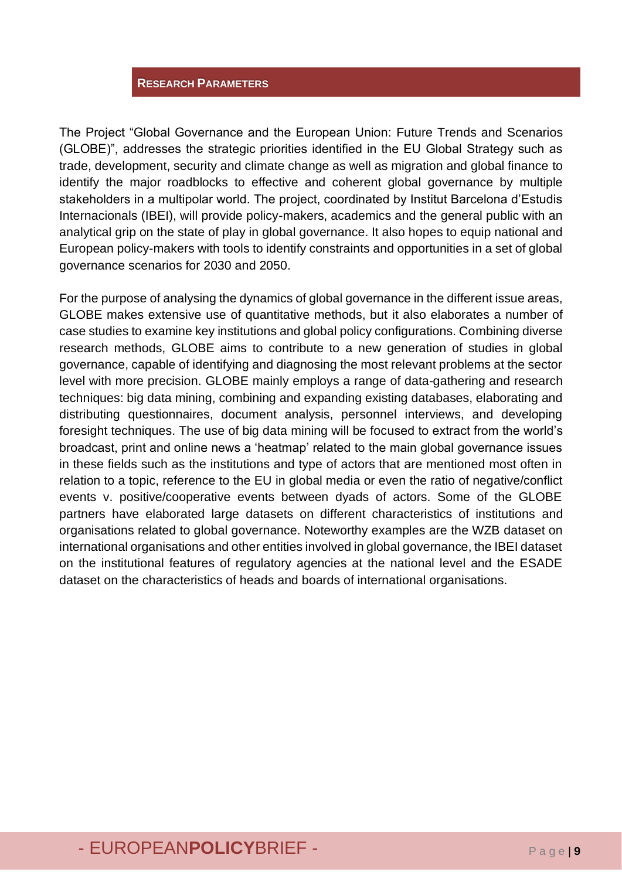## Research Parameters

The Project "Global Governance and the European Union: Future Trends and Scenarios (GLOBE)", addresses the strategic priorities identified in the EU Global Strategy such as trade, development, security and climate change as well as migration and global finance to identify the major roadblocks to effective and coherent global governance by multiple stakeholders in a multipolar world. The project, coordinated by Institut Barcelona d'Estudis Internacionals (IBEI), will provide policy-makers, academics and the general public with an analytical grip on the state of play in global governance. It also hopes to equip national and European policy-makers with tools to identify constraints and opportunities in a set of global governance scenarios for 2030 and 2050.

For the purpose of analysing the dynamics of global governance in the different issue areas, GLOBE makes extensive use of quantitative methods, but it also elaborates a number of case studies to examine key institutions and global policy configurations. Combining diverse research methods, GLOBE aims to contribute to a new generation of studies in global governance, capable of identifying and diagnosing the most relevant problems at the sector level with more precision. GLOBE mainly employs a range of data-gathering and research techniques: big data mining, combining and expanding existing databases, elaborating and distributing questionnaires, document analysis, personnel interviews, and developing foresight techniques. The use of big data mining will be focused to extract from the world's broadcast, print and online news a 'heatmap' related to the main global governance issues in these fields such as the institutions and type of actors that are mentioned most often in relation to a topic, reference to the EU in global media or even the ratio of negative/conflict events v. positive/cooperative events between dyads of actors. Some of the GLOBE partners have elaborated large datasets on different characteristics of institutions and organisations related to global governance. Noteworthy examples are the WZB dataset on international organisations and other entities involved in global governance, the IBEI dataset on the institutional features of regulatory agencies at the national level and the ESADE dataset on the characteristics of heads and boards of international organisations.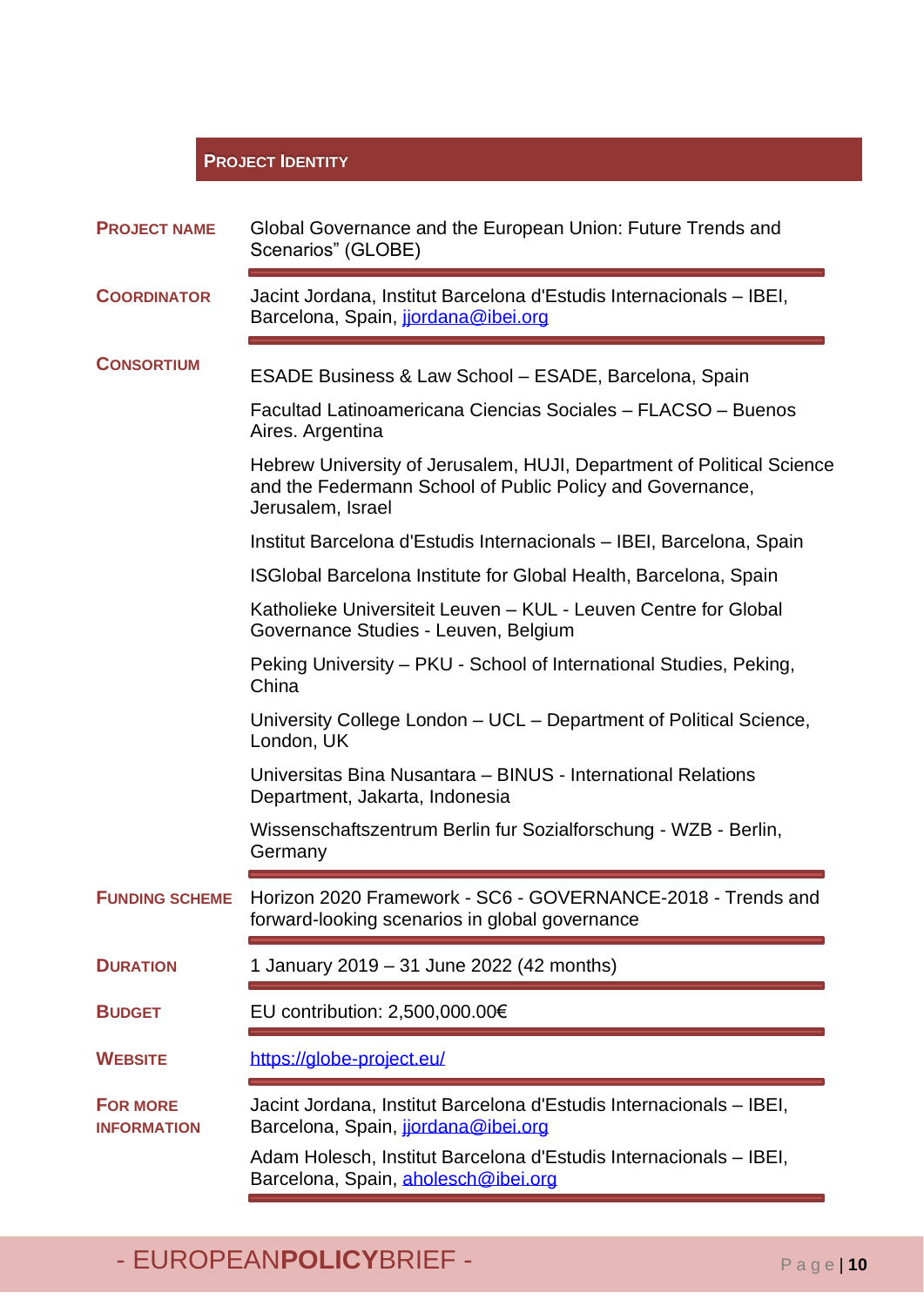## PROJECT IDENTITY

| | |
|---|---|
| **PROJECT NAME** | Global Governance and the European Union: Future Trends and Scenarios" (GLOBE) |
| **COORDINATOR** | Jacint Jordana, Institut Barcelona d'Estudis Internacionals – IBEI, Barcelona, Spain, jjordana@ibei.org |
| **CONSORTIUM** | ESADE Business & Law School – ESADE, Barcelona, Spain<br><br>Facultad Latinoamericana Ciencias Sociales – FLACSO – Buenos Aires. Argentina<br><br>Hebrew University of Jerusalem, HUJI, Department of Political Science and the Federmann School of Public Policy and Governance, Jerusalem, Israel<br><br>Institut Barcelona d'Estudis Internacionals – IBEI, Barcelona, Spain<br><br>ISGlobal Barcelona Institute for Global Health, Barcelona, Spain<br><br>Katholieke Universiteit Leuven – KUL - Leuven Centre for Global Governance Studies - Leuven, Belgium<br><br>Peking University – PKU - School of International Studies, Peking, China<br><br>University College London – UCL – Department of Political Science, London, UK<br><br>Universitas Bina Nusantara – BINUS - International Relations Department, Jakarta, Indonesia<br><br>Wissenschaftszentrum Berlin fur Sozialforschung - WZB - Berlin, Germany |
| **FUNDING SCHEME** | Horizon 2020 Framework - SC6 - GOVERNANCE-2018 - Trends and forward-looking scenarios in global governance |
| **DURATION** | 1 January 2019 – 31 June 2022 (42 months) |
| **BUDGET** | EU contribution: 2,500,000.00€ |
| **WEBSITE** | https://globe-project.eu/ |
| **FOR MORE INFORMATION** | Jacint Jordana, Institut Barcelona d'Estudis Internacionals – IBEI, Barcelona, Spain, jjordana@ibei.org<br><br>Adam Holesch, Institut Barcelona d'Estudis Internacionals – IBEI, Barcelona, Spain, aholesch@ibei.org |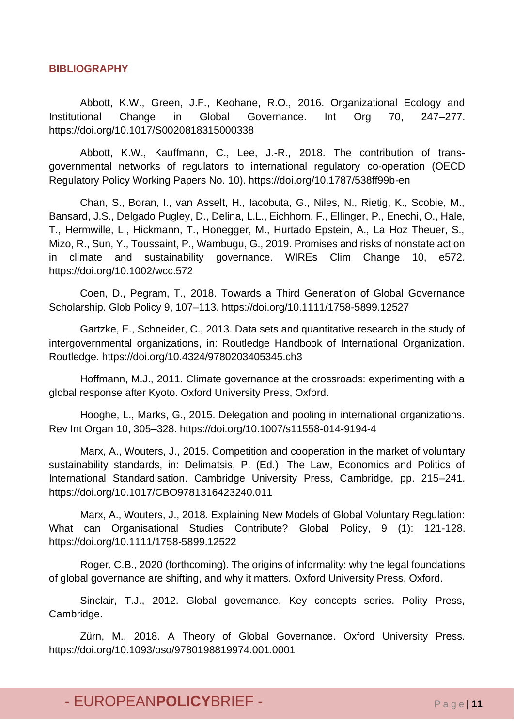## BIBLIOGRAPHY

Abbott, K.W., Green, J.F., Keohane, R.O., 2016. Organizational Ecology and Institutional Change in Global Governance. Int Org 70, 247–277. https://doi.org/10.1017/S0020818315000338

Abbott, K.W., Kauffmann, C., Lee, J.-R., 2018. The contribution of trans-governmental networks of regulators to international regulatory co-operation (OECD Regulatory Policy Working Papers No. 10). https://doi.org/10.1787/538ff99b-en

Chan, S., Boran, I., van Asselt, H., Iacobuta, G., Niles, N., Rietig, K., Scobie, M., Bansard, J.S., Delgado Pugley, D., Delina, L.L., Eichhorn, F., Ellinger, P., Enechi, O., Hale, T., Hermwille, L., Hickmann, T., Honegger, M., Hurtado Epstein, A., La Hoz Theuer, S., Mizo, R., Sun, Y., Toussaint, P., Wambugu, G., 2019. Promises and risks of nonstate action in climate and sustainability governance. WIREs Clim Change 10, e572. https://doi.org/10.1002/wcc.572

Coen, D., Pegram, T., 2018. Towards a Third Generation of Global Governance Scholarship. Glob Policy 9, 107–113. https://doi.org/10.1111/1758-5899.12527

Gartzke, E., Schneider, C., 2013. Data sets and quantitative research in the study of intergovernmental organizations, in: Routledge Handbook of International Organization. Routledge. https://doi.org/10.4324/9780203405345.ch3

Hoffmann, M.J., 2011. Climate governance at the crossroads: experimenting with a global response after Kyoto. Oxford University Press, Oxford.

Hooghe, L., Marks, G., 2015. Delegation and pooling in international organizations. Rev Int Organ 10, 305–328. https://doi.org/10.1007/s11558-014-9194-4

Marx, A., Wouters, J., 2015. Competition and cooperation in the market of voluntary sustainability standards, in: Delimatsis, P. (Ed.), The Law, Economics and Politics of International Standardisation. Cambridge University Press, Cambridge, pp. 215–241. https://doi.org/10.1017/CBO9781316423240.011

Marx, A., Wouters, J., 2018. Explaining New Models of Global Voluntary Regulation: What can Organisational Studies Contribute? Global Policy, 9 (1): 121-128. https://doi.org/10.1111/1758-5899.12522

Roger, C.B., 2020 (forthcoming). The origins of informality: why the legal foundations of global governance are shifting, and why it matters. Oxford University Press, Oxford.

Sinclair, T.J., 2012. Global governance, Key concepts series. Polity Press, Cambridge.

Zürn, M., 2018. A Theory of Global Governance. Oxford University Press. https://doi.org/10.1093/oso/9780198819974.001.0001